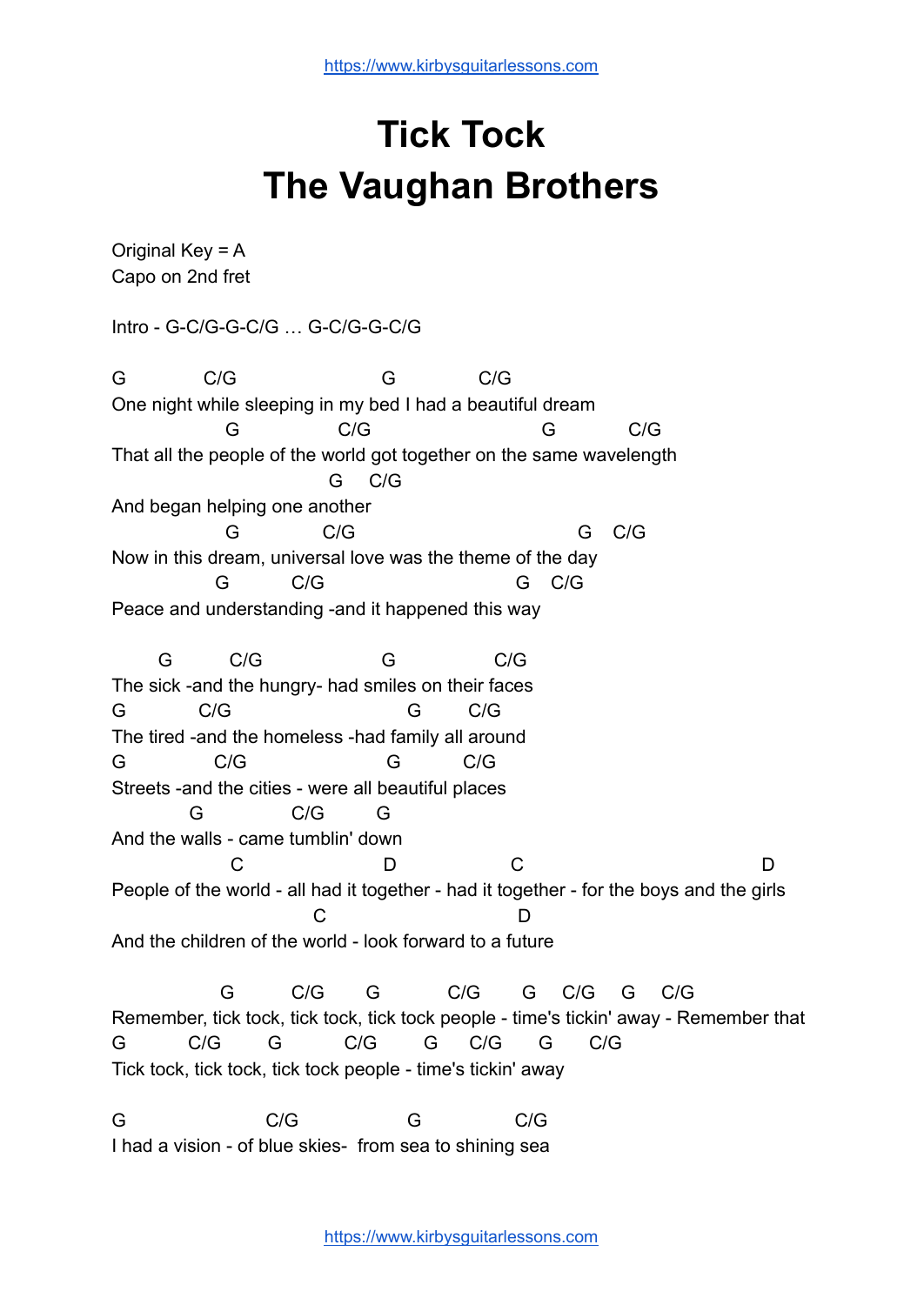# Tick Tock
# The Vaughan Brothers

Original Key = A
Capo on 2nd fret

Intro - G-C/G-G-C/G … G-C/G-G-C/G

```
G             C/G                          G              C/G
One night while sleeping in my bed I had a beautiful dream
                  G               C/G                          G            C/G
That all the people of the world got together on the same wavelength
                                      G     C/G
And began helping one another
                  G              C/G                                G    C/G
Now in this dream, universal love was the theme of the day
                G           C/G                            G    C/G
Peace and understanding -and it happened this way

       G          C/G                   G               C/G
The sick -and the hungry- had smiles on their faces
G            C/G                         G        C/G
The tired -and the homeless -had family all around
G               C/G                     G           C/G
Streets -and the cities - were all beautiful places
            G             C/G         G
And the walls - came tumblin' down
                    C                       D                   C                                  D
People of the world - all had it together - had it together - for the boys and the girls
                                     C                              D
And the children of the world - look forward to a future

                  G          C/G        G            C/G        G     C/G      G     C/G
Remember, tick tock, tick tock, tick tock people - time's tickin' away - Remember that
G           C/G         G            C/G        G       C/G       G       C/G
Tick tock, tick tock, tick tock people - time's tickin' away

G                       C/G                  G               C/G
I had a vision - of blue skies-  from sea to shining sea
```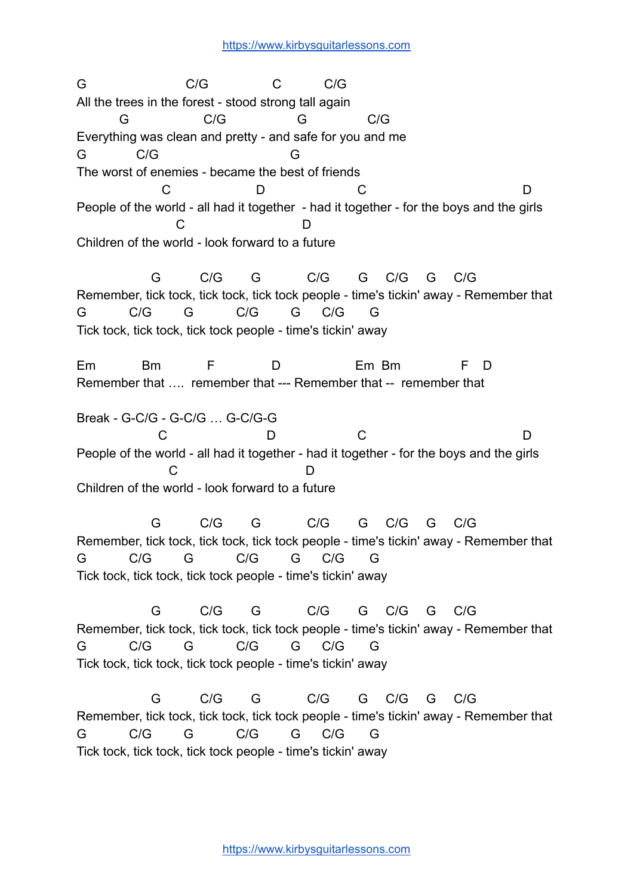```
G                    C/G              C          C/G
All the trees in the forest - stood strong tall again
        G               C/G               G            C/G
Everything was clean and pretty - and safe for you and me
G           C/G                        G
The worst of enemies - became the best of friends
                 C                 D                   C                                   D
People of the world - all had it together  - had it together - for the boys and the girls
                    C                        D
Children of the world - look forward to a future

                G         C/G       G           C/G       G    C/G     G     C/G
Remember, tick tock, tick tock, tick tock people - time's tickin' away - Remember that
G          C/G        G          C/G        G     C/G      G
Tick tock, tick tock, tick tock people - time's tickin' away

Em          Bm          F             D                Em  Bm             F    D
Remember that ….  remember that --- Remember that --  remember that

Break - G-C/G - G-C/G … G-C/G-G
                 C                      D                  C                                  D
People of the world - all had it together - had it together - for the boys and the girls
                   C                         D
Children of the world - look forward to a future

                G         C/G       G           C/G       G    C/G     G     C/G
Remember, tick tock, tick tock, tick tock people - time's tickin' away - Remember that
G          C/G        G          C/G        G     C/G      G
Tick tock, tick tock, tick tock people - time's tickin' away

                G         C/G       G           C/G       G    C/G     G     C/G
Remember, tick tock, tick tock, tick tock people - time's tickin' away - Remember that
G          C/G        G          C/G        G     C/G      G
Tick tock, tick tock, tick tock people - time's tickin' away

                G         C/G       G           C/G       G    C/G     G     C/G
Remember, tick tock, tick tock, tick tock people - time's tickin' away - Remember that
G          C/G        G          C/G        G     C/G      G
Tick tock, tick tock, tick tock people - time's tickin' away
```